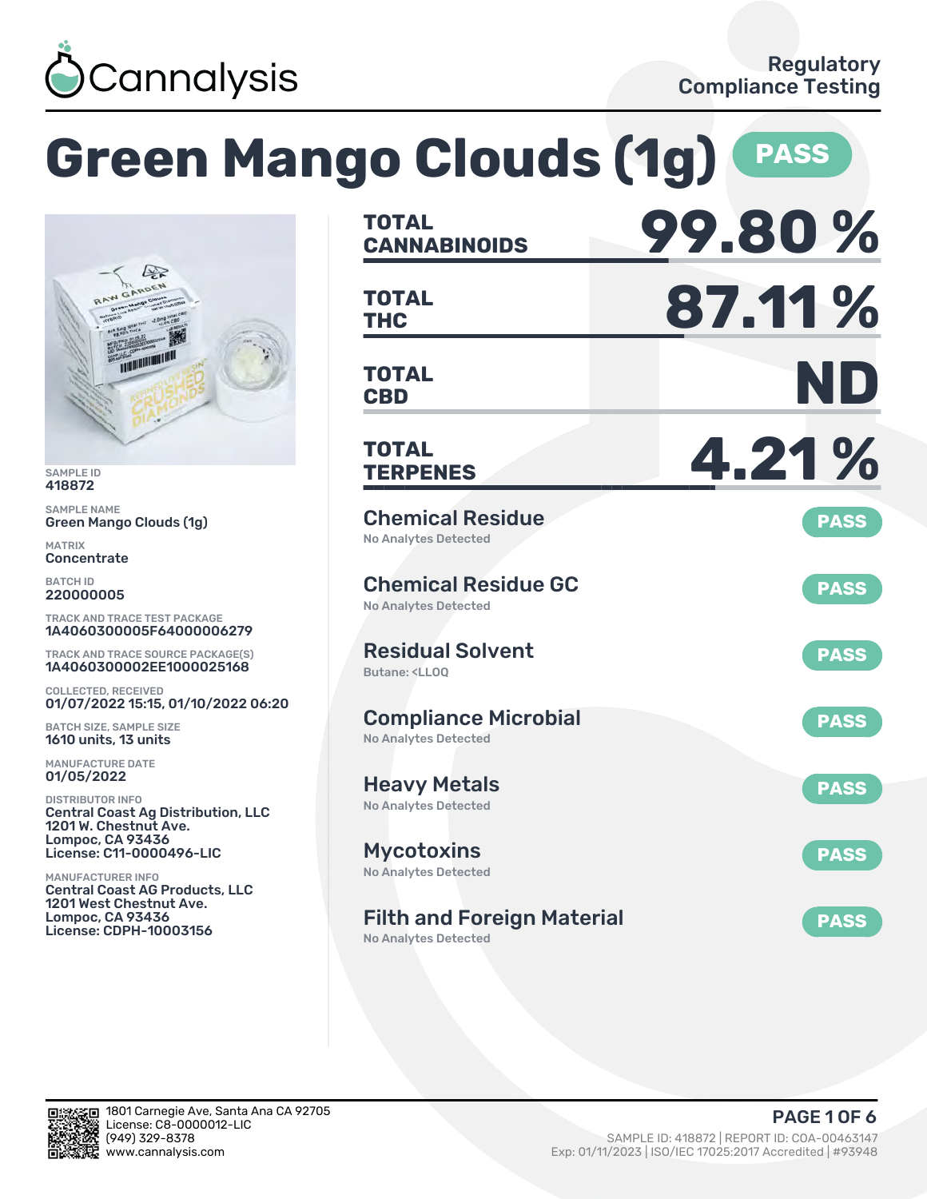Cannalysis

Regulatory Compliance Testing

# Green Mango Clouds (1g) PASS

SAMPLE ID
418872

SAMPLE NAME
Green Mango Clouds (1g)

MATRIX
Concentrate

BATCH ID
220000005

TRACK AND TRACE TEST PACKAGE
1A4060300005F64000006279

TRACK AND TRACE SOURCE PACKAGE(S)
1A4060300002EE1000025168

COLLECTED, RECEIVED
01/07/2022 15:15, 01/10/2022 06:20

BATCH SIZE, SAMPLE SIZE
1610 units, 13 units

MANUFACTURE DATE
01/05/2022

DISTRIBUTOR INFO
Central Coast Ag Distribution, LLC
1201 W. Chestnut Ave.
Lompoc, CA 93436
License: C11-0000496-LIC

MANUFACTURER INFO
Central Coast AG Products, LLC
1201 West Chestnut Ave.
Lompoc, CA 93436
License: CDPH-10003156

| | |
|---|---|
| **TOTAL CANNABINOIDS** | **99.80 %** |
| **TOTAL THC** | **87.11 %** |
| **TOTAL CBD** | **ND** |
| **TOTAL TERPENES** | **4.21 %** |

| Test | Result | Status |
|---|---|---|
| Chemical Residue | No Analytes Detected | PASS |
| Chemical Residue GC | No Analytes Detected | PASS |
| Residual Solvent | Butane: <LLOQ | PASS |
| Compliance Microbial | No Analytes Detected | PASS |
| Heavy Metals | No Analytes Detected | PASS |
| Mycotoxins | No Analytes Detected | PASS |
| Filth and Foreign Material | No Analytes Detected | PASS |

1801 Carnegie Ave, Santa Ana CA 92705
License: C8-0000012-LIC
(949) 329-8378
www.cannalysis.com

SAMPLE ID: 418872 | REPORT ID: COA-00463147
Exp: 01/11/2023 | ISO/IEC 17025:2017 Accredited | #93948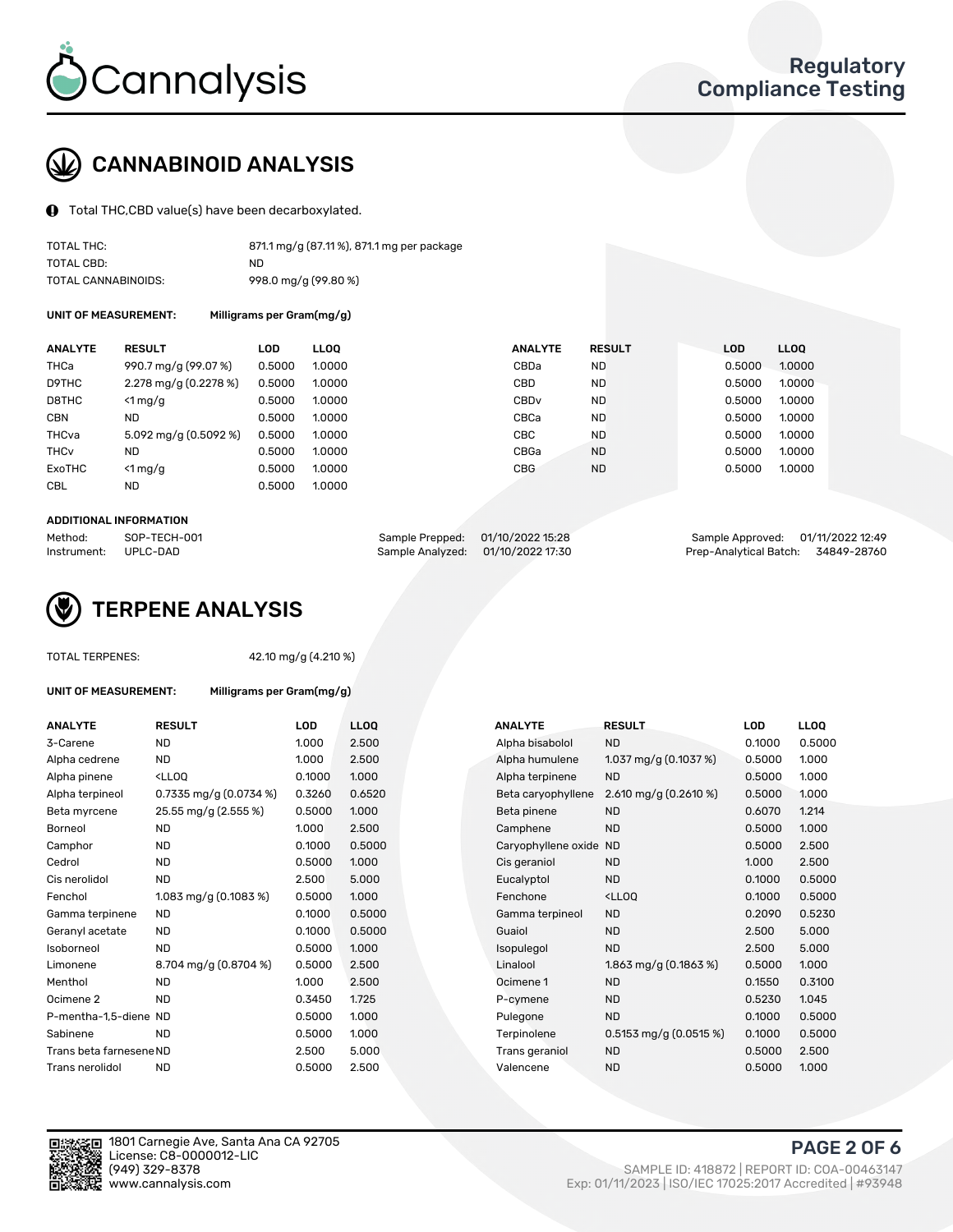# CANNABINOID ANALYSIS

Total THC,CBD value(s) have been decarboxylated.

| | |
|---|---|
| TOTAL THC: | 871.1 mg/g (87.11 %), 871.1 mg per package |
| TOTAL CBD: | ND |
| TOTAL CANNABINOIDS: | 998.0 mg/g (99.80 %) |

**UNIT OF MEASUREMENT:** Milligrams per Gram(mg/g)

| ANALYTE | RESULT | LOD | LLOQ | ANALYTE | RESULT | LOD | LLOQ |
|---|---|---|---|---|---|---|---|
| THCa | 990.7 mg/g (99.07 %) | 0.5000 | 1.0000 | CBDa | ND | 0.5000 | 1.0000 |
| D9THC | 2.278 mg/g (0.2278 %) | 0.5000 | 1.0000 | CBD | ND | 0.5000 | 1.0000 |
| D8THC | <1 mg/g | 0.5000 | 1.0000 | CBDv | ND | 0.5000 | 1.0000 |
| CBN | ND | 0.5000 | 1.0000 | CBCa | ND | 0.5000 | 1.0000 |
| THCva | 5.092 mg/g (0.5092 %) | 0.5000 | 1.0000 | CBC | ND | 0.5000 | 1.0000 |
| THCv | ND | 0.5000 | 1.0000 | CBGa | ND | 0.5000 | 1.0000 |
| ExoTHC | <1 mg/g | 0.5000 | 1.0000 | CBG | ND | 0.5000 | 1.0000 |
| CBL | ND | 0.5000 | 1.0000 | | | | |

**ADDITIONAL INFORMATION**

| | | | | | |
|---|---|---|---|---|---|
| Method: | SOP-TECH-001 | Sample Prepped: | 01/10/2022 15:28 | Sample Approved: | 01/11/2022 12:49 |
| Instrument: | UPLC-DAD | Sample Analyzed: | 01/10/2022 17:30 | Prep-Analytical Batch: | 34849-28760 |

# TERPENE ANALYSIS

TOTAL TERPENES: 42.10 mg/g (4.210 %)

**UNIT OF MEASUREMENT:** Milligrams per Gram(mg/g)

| ANALYTE | RESULT | LOD | LLOQ | ANALYTE | RESULT | LOD | LLOQ |
|---|---|---|---|---|---|---|---|
| 3-Carene | ND | 1.000 | 2.500 | Alpha bisabolol | ND | 0.1000 | 0.5000 |
| Alpha cedrene | ND | 1.000 | 2.500 | Alpha humulene | 1.037 mg/g (0.1037 %) | 0.5000 | 1.000 |
| Alpha pinene | <LLOQ | 0.1000 | 1.000 | Alpha terpinene | ND | 0.5000 | 1.000 |
| Alpha terpineol | 0.7335 mg/g (0.0734 %) | 0.3260 | 0.6520 | Beta caryophyllene | 2.610 mg/g (0.2610 %) | 0.5000 | 1.000 |
| Beta myrcene | 25.55 mg/g (2.555 %) | 0.5000 | 1.000 | Beta pinene | ND | 0.6070 | 1.214 |
| Borneol | ND | 1.000 | 2.500 | Camphene | ND | 0.5000 | 1.000 |
| Camphor | ND | 0.1000 | 0.5000 | Caryophyllene oxide | ND | 0.5000 | 2.500 |
| Cedrol | ND | 0.5000 | 1.000 | Cis geraniol | ND | 1.000 | 2.500 |
| Cis nerolidol | ND | 2.500 | 5.000 | Eucalyptol | ND | 0.1000 | 0.5000 |
| Fenchol | 1.083 mg/g (0.1083 %) | 0.5000 | 1.000 | Fenchone | <LLOQ | 0.1000 | 0.5000 |
| Gamma terpinene | ND | 0.1000 | 0.5000 | Gamma terpineol | ND | 0.2090 | 0.5230 |
| Geranyl acetate | ND | 0.1000 | 0.5000 | Guaiol | ND | 2.500 | 5.000 |
| Isoborneol | ND | 0.5000 | 1.000 | Isopulegol | ND | 2.500 | 5.000 |
| Limonene | 8.704 mg/g (0.8704 %) | 0.5000 | 2.500 | Linalool | 1.863 mg/g (0.1863 %) | 0.5000 | 1.000 |
| Menthol | ND | 1.000 | 2.500 | Ocimene 1 | ND | 0.1550 | 0.3100 |
| Ocimene 2 | ND | 0.3450 | 1.725 | P-cymene | ND | 0.5230 | 1.045 |
| P-mentha-1,5-diene | ND | 0.5000 | 1.000 | Pulegone | ND | 0.1000 | 0.5000 |
| Sabinene | ND | 0.5000 | 1.000 | Terpinolene | 0.5153 mg/g (0.0515 %) | 0.1000 | 0.5000 |
| Trans beta farnesene | ND | 2.500 | 5.000 | Trans geraniol | ND | 0.5000 | 2.500 |
| Trans nerolidol | ND | 0.5000 | 2.500 | Valencene | ND | 0.5000 | 1.000 |

1801 Carnegie Ave, Santa Ana CA 92705
License: C8-0000012-LIC
(949) 329-8378
www.cannalysis.com

SAMPLE ID: 418872 | REPORT ID: COA-00463147
Exp: 01/11/2023 | ISO/IEC 17025:2017 Accredited | #93948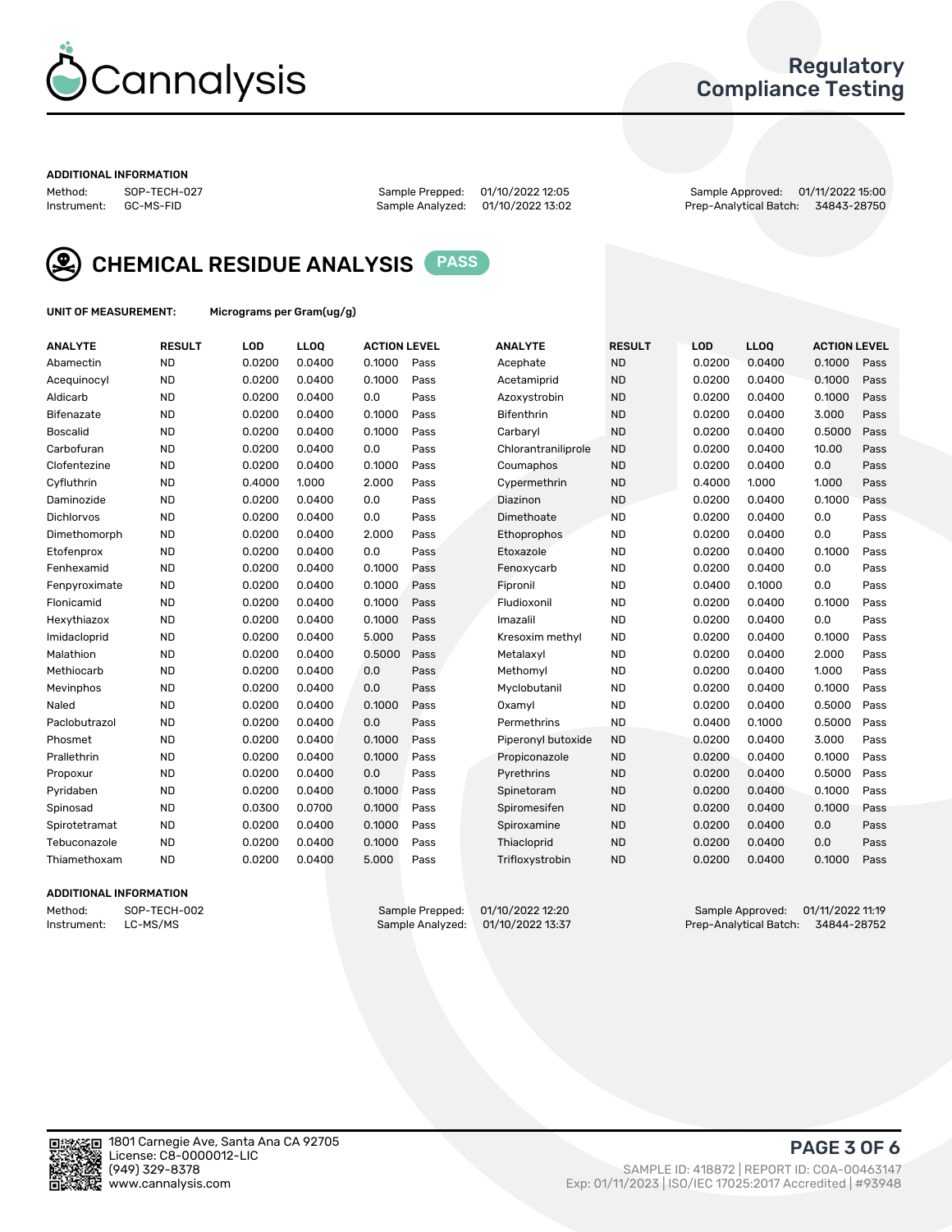# Cannalysis

## Regulatory Compliance Testing

**ADDITIONAL INFORMATION**

Method: SOP-TECH-027
Instrument: GC-MS-FID

Sample Prepped: 01/10/2022 12:05
Sample Analyzed: 01/10/2022 13:02

Sample Approved: 01/11/2022 15:00
Prep-Analytical Batch: 34843-28750

## CHEMICAL RESIDUE ANALYSIS PASS

**UNIT OF MEASUREMENT:** Micrograms per Gram(ug/g)

| ANALYTE | RESULT | LOD | LLOQ | ACTION LEVEL | | ANALYTE | RESULT | LOD | LLOQ | ACTION LEVEL | |
|---|---|---|---|---|---|---|---|---|---|---|---|
| Abamectin | ND | 0.0200 | 0.0400 | 0.1000 | Pass | Acephate | ND | 0.0200 | 0.0400 | 0.1000 | Pass |
| Acequinocyl | ND | 0.0200 | 0.0400 | 0.1000 | Pass | Acetamiprid | ND | 0.0200 | 0.0400 | 0.1000 | Pass |
| Aldicarb | ND | 0.0200 | 0.0400 | 0.0 | Pass | Azoxystrobin | ND | 0.0200 | 0.0400 | 0.1000 | Pass |
| Bifenazate | ND | 0.0200 | 0.0400 | 0.1000 | Pass | Bifenthrin | ND | 0.0200 | 0.0400 | 3.000 | Pass |
| Boscalid | ND | 0.0200 | 0.0400 | 0.1000 | Pass | Carbaryl | ND | 0.0200 | 0.0400 | 0.5000 | Pass |
| Carbofuran | ND | 0.0200 | 0.0400 | 0.0 | Pass | Chlorantraniliprole | ND | 0.0200 | 0.0400 | 10.00 | Pass |
| Clofentezine | ND | 0.0200 | 0.0400 | 0.1000 | Pass | Coumaphos | ND | 0.0200 | 0.0400 | 0.0 | Pass |
| Cyfluthrin | ND | 0.4000 | 1.000 | 2.000 | Pass | Cypermethrin | ND | 0.4000 | 1.000 | 1.000 | Pass |
| Daminozide | ND | 0.0200 | 0.0400 | 0.0 | Pass | Diazinon | ND | 0.0200 | 0.0400 | 0.1000 | Pass |
| Dichlorvos | ND | 0.0200 | 0.0400 | 0.0 | Pass | Dimethoate | ND | 0.0200 | 0.0400 | 0.0 | Pass |
| Dimethomorph | ND | 0.0200 | 0.0400 | 2.000 | Pass | Ethoprophos | ND | 0.0200 | 0.0400 | 0.0 | Pass |
| Etofenprox | ND | 0.0200 | 0.0400 | 0.0 | Pass | Etoxazole | ND | 0.0200 | 0.0400 | 0.1000 | Pass |
| Fenhexamid | ND | 0.0200 | 0.0400 | 0.1000 | Pass | Fenoxycarb | ND | 0.0200 | 0.0400 | 0.0 | Pass |
| Fenpyroximate | ND | 0.0200 | 0.0400 | 0.1000 | Pass | Fipronil | ND | 0.0400 | 0.1000 | 0.0 | Pass |
| Flonicamid | ND | 0.0200 | 0.0400 | 0.1000 | Pass | Fludioxonil | ND | 0.0200 | 0.0400 | 0.1000 | Pass |
| Hexythiazox | ND | 0.0200 | 0.0400 | 0.1000 | Pass | Imazalil | ND | 0.0200 | 0.0400 | 0.0 | Pass |
| Imidacloprid | ND | 0.0200 | 0.0400 | 5.000 | Pass | Kresoxim methyl | ND | 0.0200 | 0.0400 | 0.1000 | Pass |
| Malathion | ND | 0.0200 | 0.0400 | 0.5000 | Pass | Metalaxyl | ND | 0.0200 | 0.0400 | 2.000 | Pass |
| Methiocarb | ND | 0.0200 | 0.0400 | 0.0 | Pass | Methomyl | ND | 0.0200 | 0.0400 | 1.000 | Pass |
| Mevinphos | ND | 0.0200 | 0.0400 | 0.0 | Pass | Myclobutanil | ND | 0.0200 | 0.0400 | 0.1000 | Pass |
| Naled | ND | 0.0200 | 0.0400 | 0.1000 | Pass | Oxamyl | ND | 0.0200 | 0.0400 | 0.5000 | Pass |
| Paclobutrazol | ND | 0.0200 | 0.0400 | 0.0 | Pass | Permethrins | ND | 0.0400 | 0.1000 | 0.5000 | Pass |
| Phosmet | ND | 0.0200 | 0.0400 | 0.1000 | Pass | Piperonyl butoxide | ND | 0.0200 | 0.0400 | 3.000 | Pass |
| Prallethrin | ND | 0.0200 | 0.0400 | 0.1000 | Pass | Propiconazole | ND | 0.0200 | 0.0400 | 0.1000 | Pass |
| Propoxur | ND | 0.0200 | 0.0400 | 0.0 | Pass | Pyrethrins | ND | 0.0200 | 0.0400 | 0.5000 | Pass |
| Pyridaben | ND | 0.0200 | 0.0400 | 0.1000 | Pass | Spinetoram | ND | 0.0200 | 0.0400 | 0.1000 | Pass |
| Spinosad | ND | 0.0300 | 0.0700 | 0.1000 | Pass | Spiromesifen | ND | 0.0200 | 0.0400 | 0.1000 | Pass |
| Spirotetramat | ND | 0.0200 | 0.0400 | 0.1000 | Pass | Spiroxamine | ND | 0.0200 | 0.0400 | 0.0 | Pass |
| Tebuconazole | ND | 0.0200 | 0.0400 | 0.1000 | Pass | Thiacloprid | ND | 0.0200 | 0.0400 | 0.0 | Pass |
| Thiamethoxam | ND | 0.0200 | 0.0400 | 5.000 | Pass | Trifloxystrobin | ND | 0.0200 | 0.0400 | 0.1000 | Pass |

**ADDITIONAL INFORMATION**

Method: SOP-TECH-002
Instrument: LC-MS/MS

Sample Prepped: 01/10/2022 12:20
Sample Analyzed: 01/10/2022 13:37

Sample Approved: 01/11/2022 11:19
Prep-Analytical Batch: 34844-28752

1801 Carnegie Ave, Santa Ana CA 92705
License: C8-0000012-LIC
(949) 329-8378
www.cannalysis.com

SAMPLE ID: 418872 | REPORT ID: COA-00463147
Exp: 01/11/2023 | ISO/IEC 17025:2017 Accredited | #93948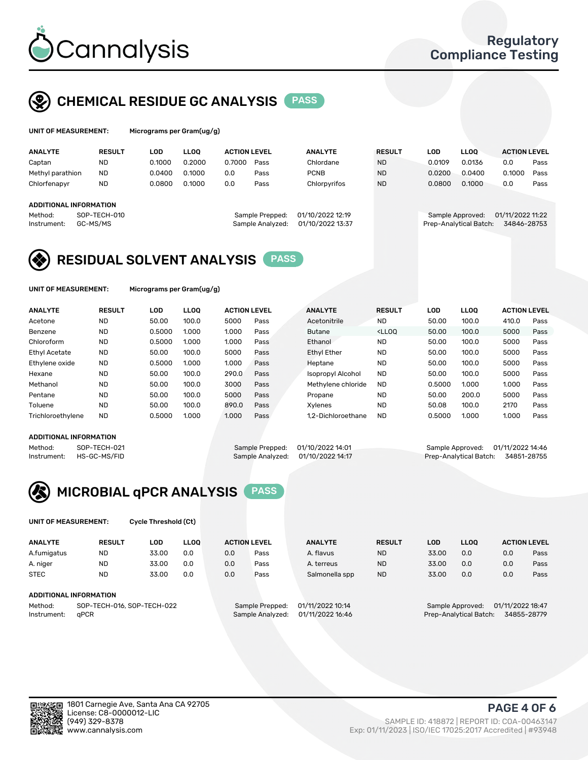# Cannalysis

Regulatory Compliance Testing

## CHEMICAL RESIDUE GC ANALYSIS PASS

**UNIT OF MEASUREMENT:** Micrograms per Gram(ug/g)

| ANALYTE | RESULT | LOD | LLOQ | ACTION LEVEL | | ANALYTE | RESULT | LOD | LLOQ | ACTION LEVEL | |
|---|---|---|---|---|---|---|---|---|---|---|---|
| Captan | ND | 0.1000 | 0.2000 | 0.7000 | Pass | Chlordane | ND | 0.0109 | 0.0136 | 0.0 | Pass |
| Methyl parathion | ND | 0.0400 | 0.1000 | 0.0 | Pass | PCNB | ND | 0.0200 | 0.0400 | 0.1000 | Pass |
| Chlorfenapyr | ND | 0.0800 | 0.1000 | 0.0 | Pass | Chlorpyrifos | ND | 0.0800 | 0.1000 | 0.0 | Pass |

**ADDITIONAL INFORMATION**

Method: SOP-TECH-010
Instrument: GC-MS/MS

Sample Prepped: 01/10/2022 12:19
Sample Analyzed: 01/10/2022 13:37

Sample Approved: 01/11/2022 11:22
Prep-Analytical Batch: 34846-28753

## RESIDUAL SOLVENT ANALYSIS PASS

**UNIT OF MEASUREMENT:** Micrograms per Gram(ug/g)

| ANALYTE | RESULT | LOD | LLOQ | ACTION LEVEL | | ANALYTE | RESULT | LOD | LLOQ | ACTION LEVEL | |
|---|---|---|---|---|---|---|---|---|---|---|---|
| Acetone | ND | 50.00 | 100.0 | 5000 | Pass | Acetonitrile | ND | 50.00 | 100.0 | 410.0 | Pass |
| Benzene | ND | 0.5000 | 1.000 | 1.000 | Pass | Butane | <LLOQ | 50.00 | 100.0 | 5000 | Pass |
| Chloroform | ND | 0.5000 | 1.000 | 1.000 | Pass | Ethanol | ND | 50.00 | 100.0 | 5000 | Pass |
| Ethyl Acetate | ND | 50.00 | 100.0 | 5000 | Pass | Ethyl Ether | ND | 50.00 | 100.0 | 5000 | Pass |
| Ethylene oxide | ND | 0.5000 | 1.000 | 1.000 | Pass | Heptane | ND | 50.00 | 100.0 | 5000 | Pass |
| Hexane | ND | 50.00 | 100.0 | 290.0 | Pass | Isopropyl Alcohol | ND | 50.00 | 100.0 | 5000 | Pass |
| Methanol | ND | 50.00 | 100.0 | 3000 | Pass | Methylene chloride | ND | 0.5000 | 1.000 | 1.000 | Pass |
| Pentane | ND | 50.00 | 100.0 | 5000 | Pass | Propane | ND | 50.00 | 200.0 | 5000 | Pass |
| Toluene | ND | 50.00 | 100.0 | 890.0 | Pass | Xylenes | ND | 50.08 | 100.0 | 2170 | Pass |
| Trichloroethylene | ND | 0.5000 | 1.000 | 1.000 | Pass | 1,2-Dichloroethane | ND | 0.5000 | 1.000 | 1.000 | Pass |

**ADDITIONAL INFORMATION**

Method: SOP-TECH-021
Instrument: HS-GC-MS/FID

Sample Prepped: 01/10/2022 14:01
Sample Analyzed: 01/10/2022 14:17

Sample Approved: 01/11/2022 14:46
Prep-Analytical Batch: 34851-28755

## MICROBIAL qPCR ANALYSIS PASS

**UNIT OF MEASUREMENT:** Cycle Threshold (Ct)

| ANALYTE | RESULT | LOD | LLOQ | ACTION LEVEL | | ANALYTE | RESULT | LOD | LLOQ | ACTION LEVEL | |
|---|---|---|---|---|---|---|---|---|---|---|---|
| A.fumigatus | ND | 33.00 | 0.0 | 0.0 | Pass | A. flavus | ND | 33.00 | 0.0 | 0.0 | Pass |
| A. niger | ND | 33.00 | 0.0 | 0.0 | Pass | A. terreus | ND | 33.00 | 0.0 | 0.0 | Pass |
| STEC | ND | 33.00 | 0.0 | 0.0 | Pass | Salmonella spp | ND | 33.00 | 0.0 | 0.0 | Pass |

**ADDITIONAL INFORMATION**

Method: SOP-TECH-016, SOP-TECH-022
Instrument: qPCR

Sample Prepped: 01/11/2022 10:14
Sample Analyzed: 01/11/2022 16:46

Sample Approved: 01/11/2022 18:47
Prep-Analytical Batch: 34855-28779

1801 Carnegie Ave, Santa Ana CA 92705
License: C8-0000012-LIC
(949) 329-8378
www.cannalysis.com

SAMPLE ID: 418872 | REPORT ID: COA-00463147
Exp: 01/11/2023 | ISO/IEC 17025:2017 Accredited | #93948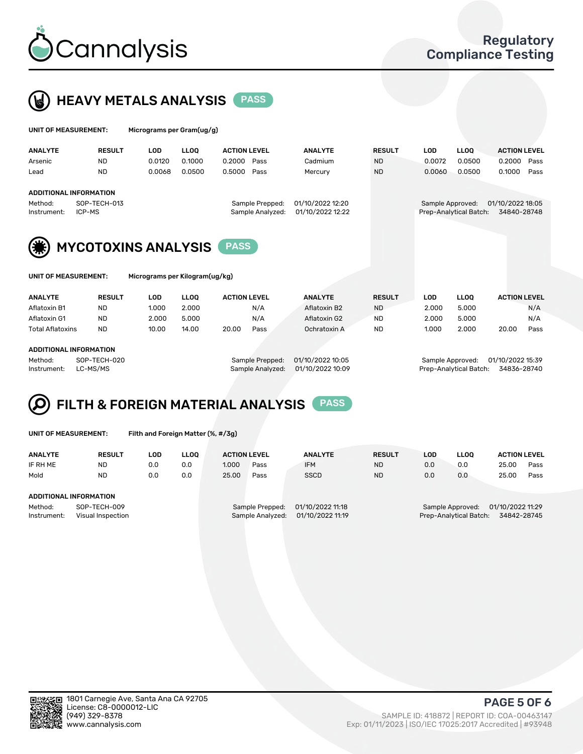# Cannalysis

## Regulatory Compliance Testing

## HEAVY METALS ANALYSIS — PASS

**UNIT OF MEASUREMENT:** Micrograms per Gram(ug/g)

| ANALYTE | RESULT | LOD | LLOQ | ACTION LEVEL | | ANALYTE | RESULT | LOD | LLOQ | ACTION LEVEL | |
|---|---|---|---|---|---|---|---|---|---|---|---|
| Arsenic | ND | 0.0120 | 0.1000 | 0.2000 | Pass | Cadmium | ND | 0.0072 | 0.0500 | 0.2000 | Pass |
| Lead | ND | 0.0068 | 0.0500 | 0.5000 | Pass | Mercury | ND | 0.0060 | 0.0500 | 0.1000 | Pass |

**ADDITIONAL INFORMATION**

| | | | | | |
|---|---|---|---|---|---|
| Method: | SOP-TECH-013 | Sample Prepped: | 01/10/2022 12:20 | Sample Approved: | 01/10/2022 18:05 |
| Instrument: | ICP-MS | Sample Analyzed: | 01/10/2022 12:22 | Prep-Analytical Batch: | 34840-28748 |

## MYCOTOXINS ANALYSIS — PASS

**UNIT OF MEASUREMENT:** Micrograms per Kilogram(ug/kg)

| ANALYTE | RESULT | LOD | LLOQ | ACTION LEVEL | | ANALYTE | RESULT | LOD | LLOQ | ACTION LEVEL | |
|---|---|---|---|---|---|---|---|---|---|---|---|
| Aflatoxin B1 | ND | 1.000 | 2.000 | | N/A | Aflatoxin B2 | ND | 2.000 | 5.000 | | N/A |
| Aflatoxin G1 | ND | 2.000 | 5.000 | | N/A | Aflatoxin G2 | ND | 2.000 | 5.000 | | N/A |
| Total Aflatoxins | ND | 10.00 | 14.00 | 20.00 | Pass | Ochratoxin A | ND | 1.000 | 2.000 | 20.00 | Pass |

**ADDITIONAL INFORMATION**

| | | | | | |
|---|---|---|---|---|---|
| Method: | SOP-TECH-020 | Sample Prepped: | 01/10/2022 10:05 | Sample Approved: | 01/10/2022 15:39 |
| Instrument: | LC-MS/MS | Sample Analyzed: | 01/10/2022 10:09 | Prep-Analytical Batch: | 34836-28740 |

## FILTH & FOREIGN MATERIAL ANALYSIS — PASS

**UNIT OF MEASUREMENT:** Filth and Foreign Matter (%, #/3g)

| ANALYTE | RESULT | LOD | LLOQ | ACTION LEVEL | | ANALYTE | RESULT | LOD | LLOQ | ACTION LEVEL | |
|---|---|---|---|---|---|---|---|---|---|---|---|
| IF RH ME | ND | 0.0 | 0.0 | 1.000 | Pass | IFM | ND | 0.0 | 0.0 | 25.00 | Pass |
| Mold | ND | 0.0 | 0.0 | 25.00 | Pass | SSCD | ND | 0.0 | 0.0 | 25.00 | Pass |

**ADDITIONAL INFORMATION**

| | | | | | |
|---|---|---|---|---|---|
| Method: | SOP-TECH-009 | Sample Prepped: | 01/10/2022 11:18 | Sample Approved: | 01/10/2022 11:29 |
| Instrument: | Visual Inspection | Sample Analyzed: | 01/10/2022 11:19 | Prep-Analytical Batch: | 34842-28745 |

1801 Carnegie Ave, Santa Ana CA 92705
License: C8-0000012-LIC
(949) 329-8378
www.cannalysis.com

SAMPLE ID: 418872 | REPORT ID: COA-00463147
Exp: 01/11/2023 | ISO/IEC 17025:2017 Accredited | #93948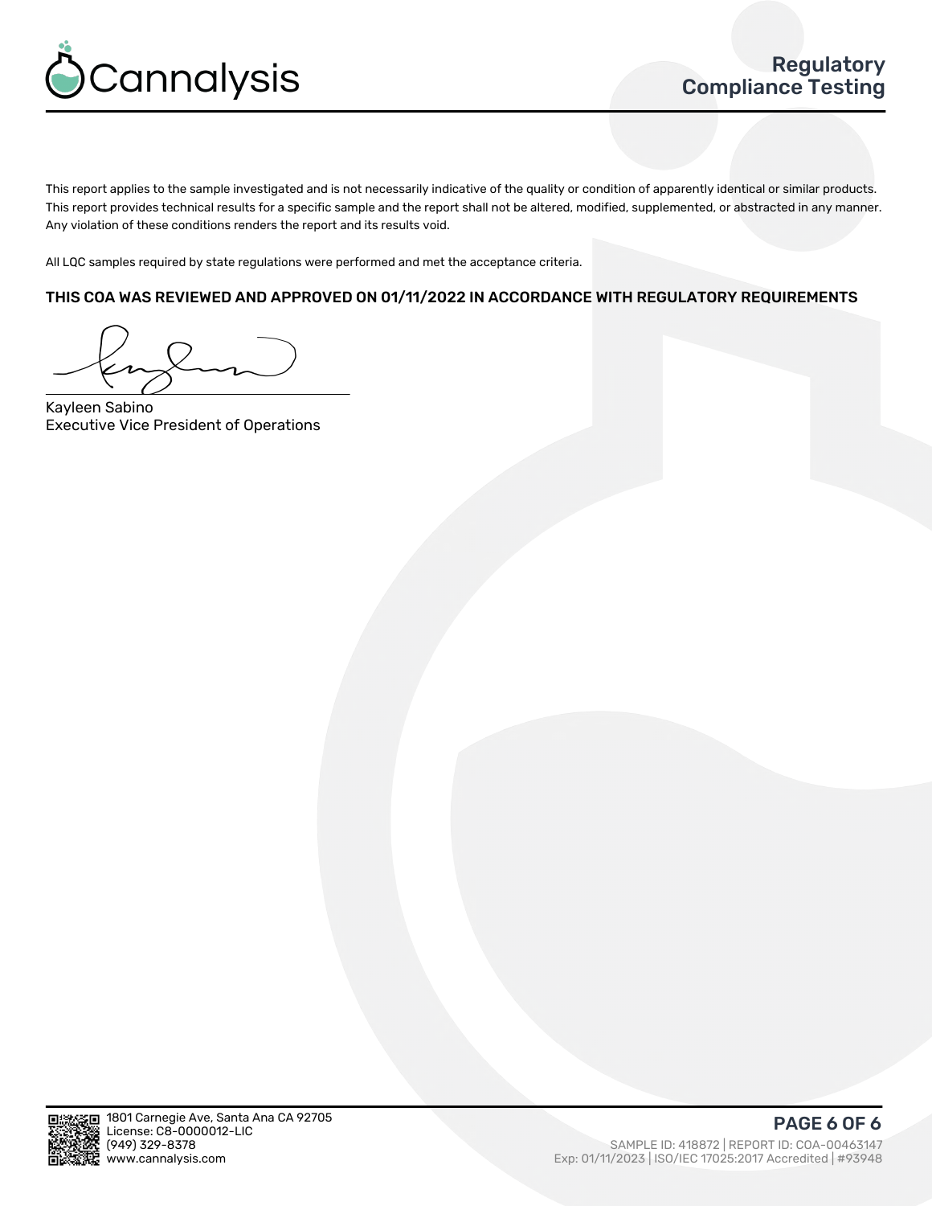This report applies to the sample investigated and is not necessarily indicative of the quality or condition of apparently identical or similar products. This report provides technical results for a specific sample and the report shall not be altered, modified, supplemented, or abstracted in any manner. Any violation of these conditions renders the report and its results void.

All LQC samples required by state regulations were performed and met the acceptance criteria.

**THIS COA WAS REVIEWED AND APPROVED ON 01/11/2022 IN ACCORDANCE WITH REGULATORY REQUIREMENTS**

Kayleen Sabino
Executive Vice President of Operations